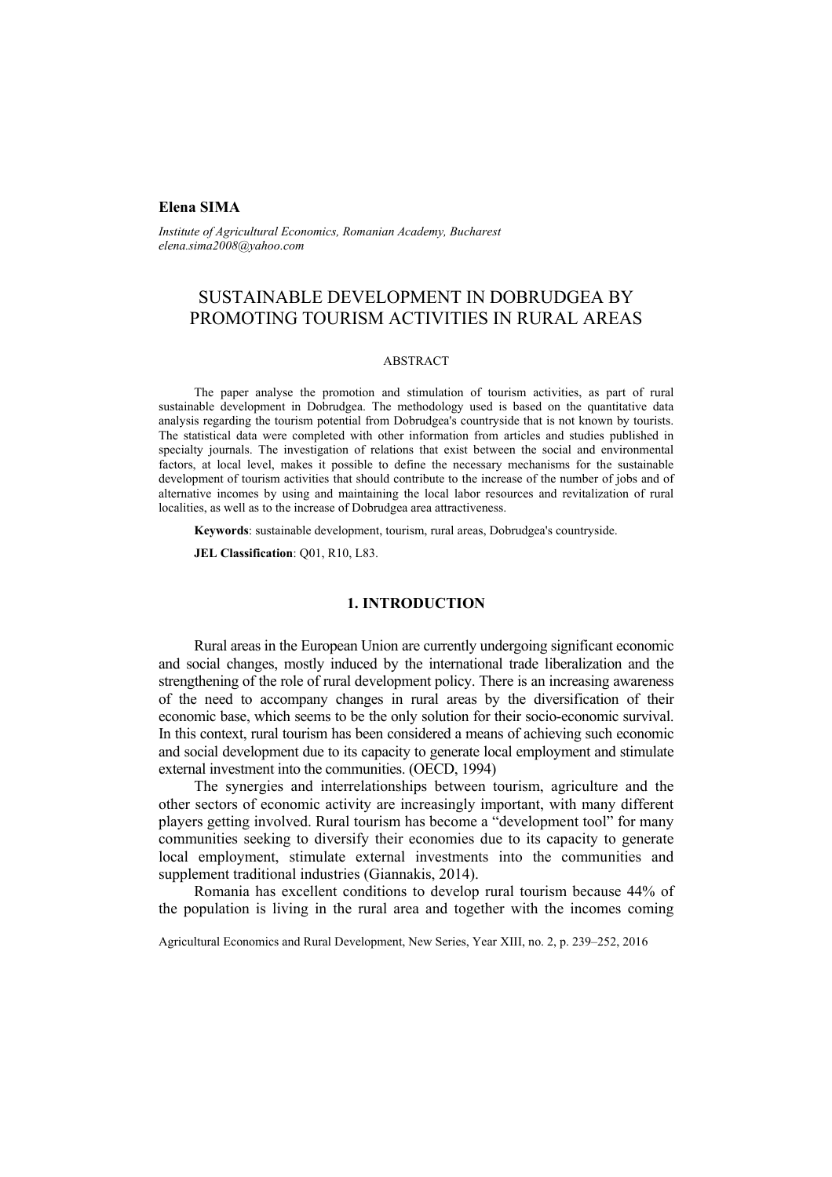**Elena SIMA**

*Institute of Agricultural Economics, Romanian Academy, Bucharest*
*elena.sima2008@yahoo.com*

# SUSTAINABLE DEVELOPMENT IN DOBRUDGEA BY PROMOTING TOURISM ACTIVITIES IN RURAL AREAS

## ABSTRACT

The paper analyse the promotion and stimulation of tourism activities, as part of rural sustainable development in Dobrudgea. The methodology used is based on the quantitative data analysis regarding the tourism potential from Dobrudgea's countryside that is not known by tourists. The statistical data were completed with other information from articles and studies published in specialty journals. The investigation of relations that exist between the social and environmental factors, at local level, makes it possible to define the necessary mechanisms for the sustainable development of tourism activities that should contribute to the increase of the number of jobs and of alternative incomes by using and maintaining the local labor resources and revitalization of rural localities, as well as to the increase of Dobrudgea area attractiveness.

**Keywords**: sustainable development, tourism, rural areas, Dobrudgea's countryside.

**JEL Classification**: Q01, R10, L83.

## 1. INTRODUCTION

Rural areas in the European Union are currently undergoing significant economic and social changes, mostly induced by the international trade liberalization and the strengthening of the role of rural development policy. There is an increasing awareness of the need to accompany changes in rural areas by the diversification of their economic base, which seems to be the only solution for their socio-economic survival. In this context, rural tourism has been considered a means of achieving such economic and social development due to its capacity to generate local employment and stimulate external investment into the communities. (OECD, 1994)

The synergies and interrelationships between tourism, agriculture and the other sectors of economic activity are increasingly important, with many different players getting involved. Rural tourism has become a "development tool" for many communities seeking to diversify their economies due to its capacity to generate local employment, stimulate external investments into the communities and supplement traditional industries (Giannakis, 2014).

Romania has excellent conditions to develop rural tourism because 44% of the population is living in the rural area and together with the incomes coming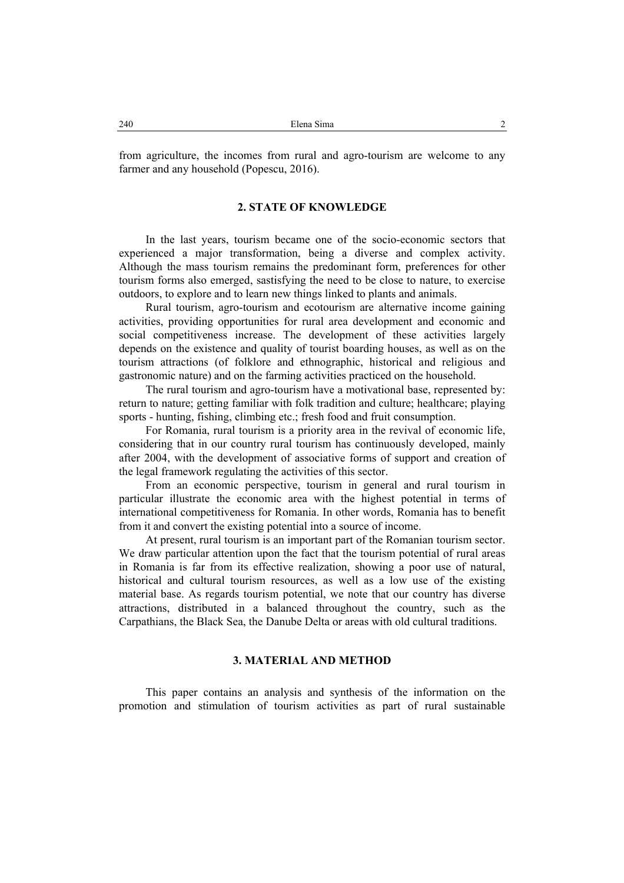from agriculture, the incomes from rural and agro-tourism are welcome to any farmer and any household (Popescu, 2016).

## 2. STATE OF KNOWLEDGE

In the last years, tourism became one of the socio-economic sectors that experienced a major transformation, being a diverse and complex activity. Although the mass tourism remains the predominant form, preferences for other tourism forms also emerged, sastisfying the need to be close to nature, to exercise outdoors, to explore and to learn new things linked to plants and animals.

Rural tourism, agro-tourism and ecotourism are alternative income gaining activities, providing opportunities for rural area development and economic and social competitiveness increase. The development of these activities largely depends on the existence and quality of tourist boarding houses, as well as on the tourism attractions (of folklore and ethnographic, historical and religious and gastronomic nature) and on the farming activities practiced on the household.

The rural tourism and agro-tourism have a motivational base, represented by: return to nature; getting familiar with folk tradition and culture; healthcare; playing sports - hunting, fishing, climbing etc.; fresh food and fruit consumption.

For Romania, rural tourism is a priority area in the revival of economic life, considering that in our country rural tourism has continuously developed, mainly after 2004, with the development of associative forms of support and creation of the legal framework regulating the activities of this sector.

From an economic perspective, tourism in general and rural tourism in particular illustrate the economic area with the highest potential in terms of international competitiveness for Romania. In other words, Romania has to benefit from it and convert the existing potential into a source of income.

At present, rural tourism is an important part of the Romanian tourism sector. We draw particular attention upon the fact that the tourism potential of rural areas in Romania is far from its effective realization, showing a poor use of natural, historical and cultural tourism resources, as well as a low use of the existing material base. As regards tourism potential, we note that our country has diverse attractions, distributed in a balanced throughout the country, such as the Carpathians, the Black Sea, the Danube Delta or areas with old cultural traditions.

## 3. MATERIAL AND METHOD

This paper contains an analysis and synthesis of the information on the promotion and stimulation of tourism activities as part of rural sustainable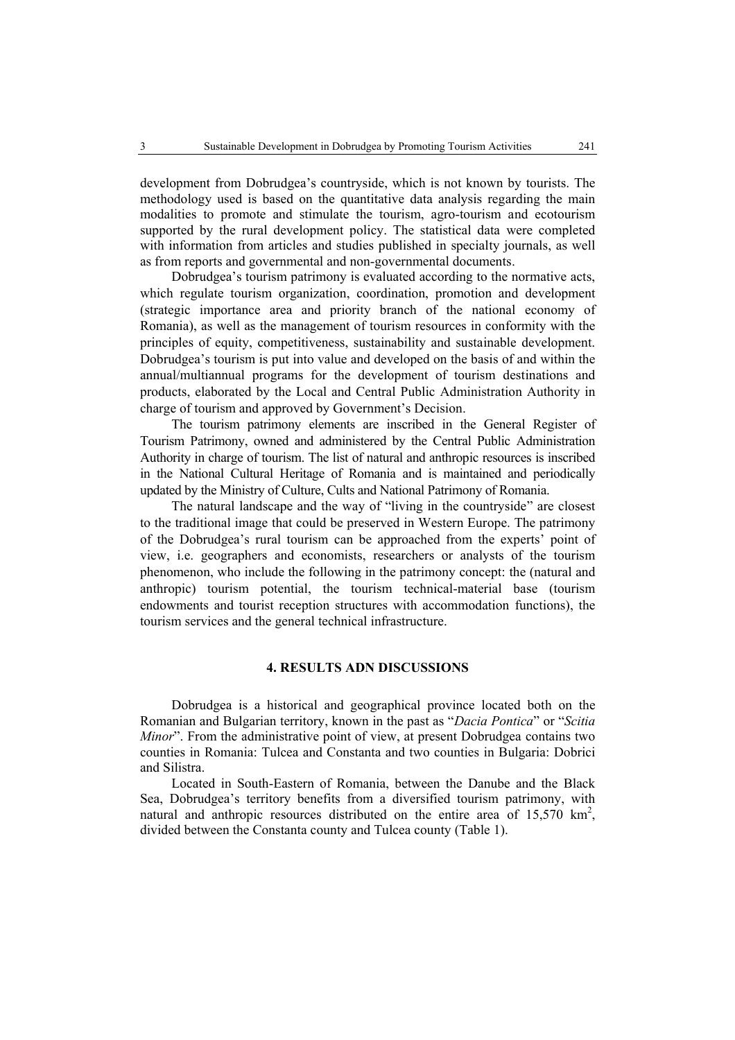development from Dobrudgea's countryside, which is not known by tourists. The methodology used is based on the quantitative data analysis regarding the main modalities to promote and stimulate the tourism, agro-tourism and ecotourism supported by the rural development policy. The statistical data were completed with information from articles and studies published in specialty journals, as well as from reports and governmental and non-governmental documents.

Dobrudgea's tourism patrimony is evaluated according to the normative acts, which regulate tourism organization, coordination, promotion and development (strategic importance area and priority branch of the national economy of Romania), as well as the management of tourism resources in conformity with the principles of equity, competitiveness, sustainability and sustainable development. Dobrudgea's tourism is put into value and developed on the basis of and within the annual/multiannual programs for the development of tourism destinations and products, elaborated by the Local and Central Public Administration Authority in charge of tourism and approved by Government's Decision.

The tourism patrimony elements are inscribed in the General Register of Tourism Patrimony, owned and administered by the Central Public Administration Authority in charge of tourism. The list of natural and anthropic resources is inscribed in the National Cultural Heritage of Romania and is maintained and periodically updated by the Ministry of Culture, Cults and National Patrimony of Romania.

The natural landscape and the way of "living in the countryside" are closest to the traditional image that could be preserved in Western Europe. The patrimony of the Dobrudgea's rural tourism can be approached from the experts' point of view, i.e. geographers and economists, researchers or analysts of the tourism phenomenon, who include the following in the patrimony concept: the (natural and anthropic) tourism potential, the tourism technical-material base (tourism endowments and tourist reception structures with accommodation functions), the tourism services and the general technical infrastructure.

## 4. RESULTS ADN DISCUSSIONS

Dobrudgea is a historical and geographical province located both on the Romanian and Bulgarian territory, known in the past as "*Dacia Pontica*" or "*Scitia Minor*". From the administrative point of view, at present Dobrudgea contains two counties in Romania: Tulcea and Constanta and two counties in Bulgaria: Dobrici and Silistra.

Located in South-Eastern of Romania, between the Danube and the Black Sea, Dobrudgea's territory benefits from a diversified tourism patrimony, with natural and anthropic resources distributed on the entire area of 15,570 km$^2$, divided between the Constanta county and Tulcea county (Table 1).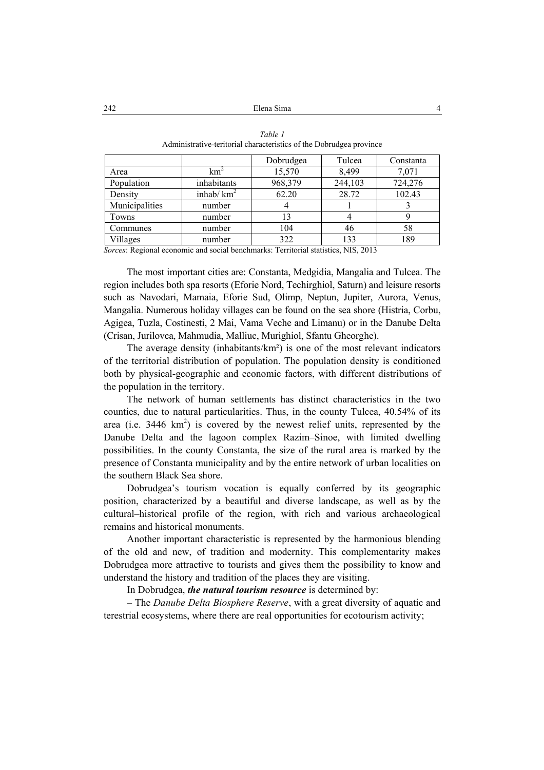*Table 1*
Administrative-teritorial characteristics of the Dobrudgea province

| | | Dobrudgea | Tulcea | Constanta |
|---|---|---|---|---|
| Area | $km^2$ | 15,570 | 8,499 | 7,071 |
| Population | inhabitants | 968,379 | 244,103 | 724,276 |
| Density | inhab/ $km^2$ | 62.20 | 28.72 | 102.43 |
| Municipalities | number | 4 | 1 | 3 |
| Towns | number | 13 | 4 | 9 |
| Communes | number | 104 | 46 | 58 |
| Villages | number | 322 | 133 | 189 |

*Sorces*: Regional economic and social benchmarks: Territorial statistics, NIS, 2013

The most important cities are: Constanta, Medgidia, Mangalia and Tulcea. The region includes both spa resorts (Eforie Nord, Techirghiol, Saturn) and leisure resorts such as Navodari, Mamaia, Eforie Sud, Olimp, Neptun, Jupiter, Aurora, Venus, Mangalia. Numerous holiday villages can be found on the sea shore (Histria, Corbu, Agigea, Tuzla, Costinesti, 2 Mai, Vama Veche and Limanu) or in the Danube Delta (Crisan, Jurilovca, Mahmudia, Malliuc, Murighiol, Sfantu Gheorghe).

The average density (inhabitants/km²) is one of the most relevant indicators of the territorial distribution of population. The population density is conditioned both by physical-geographic and economic factors, with different distributions of the population in the territory.

The network of human settlements has distinct characteristics in the two counties, due to natural particularities. Thus, in the county Tulcea, 40.54% of its area (i.e. 3446 $km^2$) is covered by the newest relief units, represented by the Danube Delta and the lagoon complex Razim–Sinoe, with limited dwelling possibilities. In the county Constanta, the size of the rural area is marked by the presence of Constanta municipality and by the entire network of urban localities on the southern Black Sea shore.

Dobrudgea's tourism vocation is equally conferred by its geographic position, characterized by a beautiful and diverse landscape, as well as by the cultural–historical profile of the region, with rich and various archaeological remains and historical monuments.

Another important characteristic is represented by the harmonious blending of the old and new, of tradition and modernity. This complementarity makes Dobrudgea more attractive to tourists and gives them the possibility to know and understand the history and tradition of the places they are visiting.

In Dobrudgea, ***the natural tourism resource*** is determined by:

– The *Danube Delta Biosphere Reserve*, with a great diversity of aquatic and terestrial ecosystems, where there are real opportunities for ecotourism activity;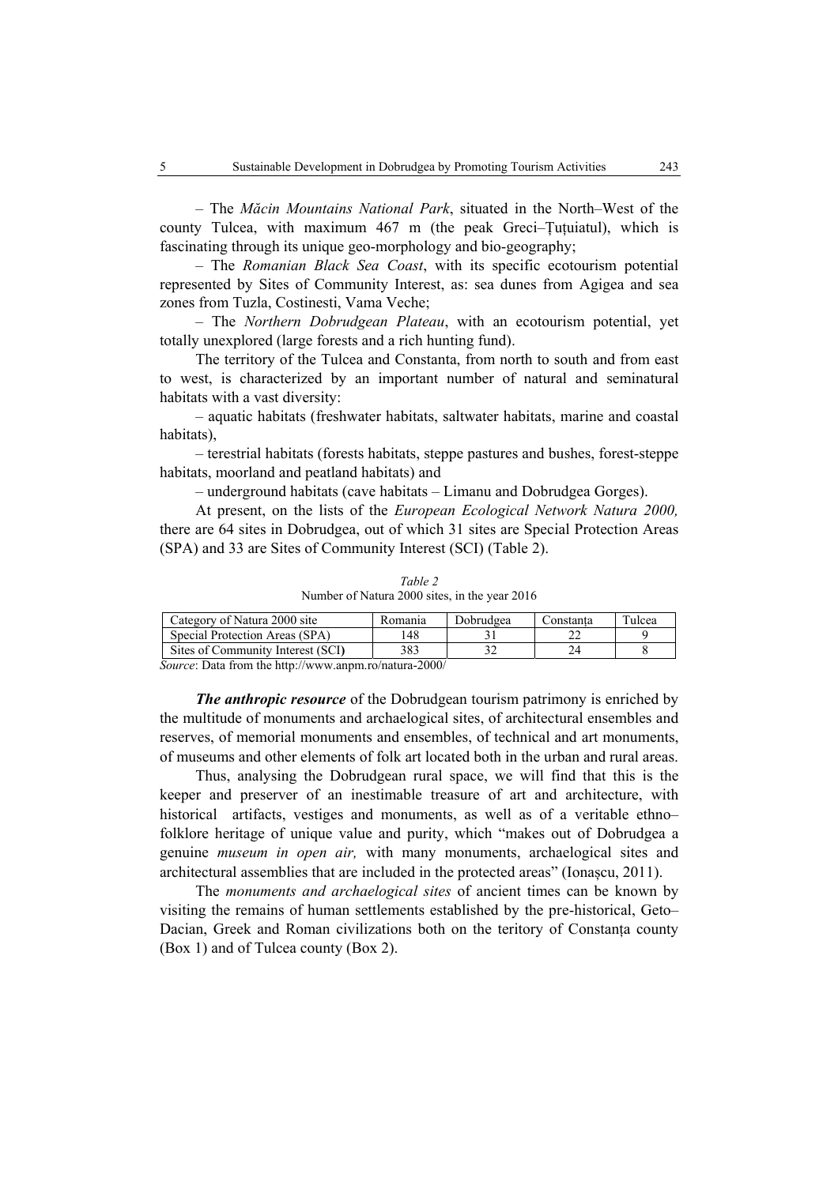– The *Măcin Mountains National Park*, situated in the North–West of the county Tulcea, with maximum 467 m (the peak Greci–Țuțuiatul), which is fascinating through its unique geo-morphology and bio-geography;

– The *Romanian Black Sea Coast*, with its specific ecotourism potential represented by Sites of Community Interest, as: sea dunes from Agigea and sea zones from Tuzla, Costinesti, Vama Veche;

– The *Northern Dobrudgean Plateau*, with an ecotourism potential, yet totally unexplored (large forests and a rich hunting fund).

The territory of the Tulcea and Constanta, from north to south and from east to west, is characterized by an important number of natural and seminatural habitats with a vast diversity:

– aquatic habitats (freshwater habitats, saltwater habitats, marine and coastal habitats),

– terestrial habitats (forests habitats, steppe pastures and bushes, forest-steppe habitats, moorland and peatland habitats) and

– underground habitats (cave habitats – Limanu and Dobrudgea Gorges).

At present, on the lists of the *European Ecological Network Natura 2000,* there are 64 sites in Dobrudgea, out of which 31 sites are Special Protection Areas (SPA) and 33 are Sites of Community Interest (SCI) (Table 2).

*Table 2*
Number of Natura 2000 sites, in the year 2016

| Category of Natura 2000 site | Romania | Dobrudgea | Constanța | Tulcea |
|---|---|---|---|---|
| Special Protection Areas (SPA) | 148 | 31 | 22 | 9 |
| Sites of Community Interest (SCI) | 383 | 32 | 24 | 8 |

*Source*: Data from the http://www.anpm.ro/natura-2000/

***The anthropic resource*** of the Dobrudgean tourism patrimony is enriched by the multitude of monuments and archaelogical sites, of architectural ensembles and reserves, of memorial monuments and ensembles, of technical and art monuments, of museums and other elements of folk art located both in the urban and rural areas.

Thus, analysing the Dobrudgean rural space, we will find that this is the keeper and preserver of an inestimable treasure of art and architecture, with historical artifacts, vestiges and monuments, as well as of a veritable ethno–folklore heritage of unique value and purity, which "makes out of Dobrudgea a genuine *museum in open air,* with many monuments, archaelogical sites and architectural assemblies that are included in the protected areas" (Ionașcu, 2011).

The *monuments and archaelogical sites* of ancient times can be known by visiting the remains of human settlements established by the pre-historical, Geto–Dacian, Greek and Roman civilizations both on the teritory of Constanța county (Box 1) and of Tulcea county (Box 2).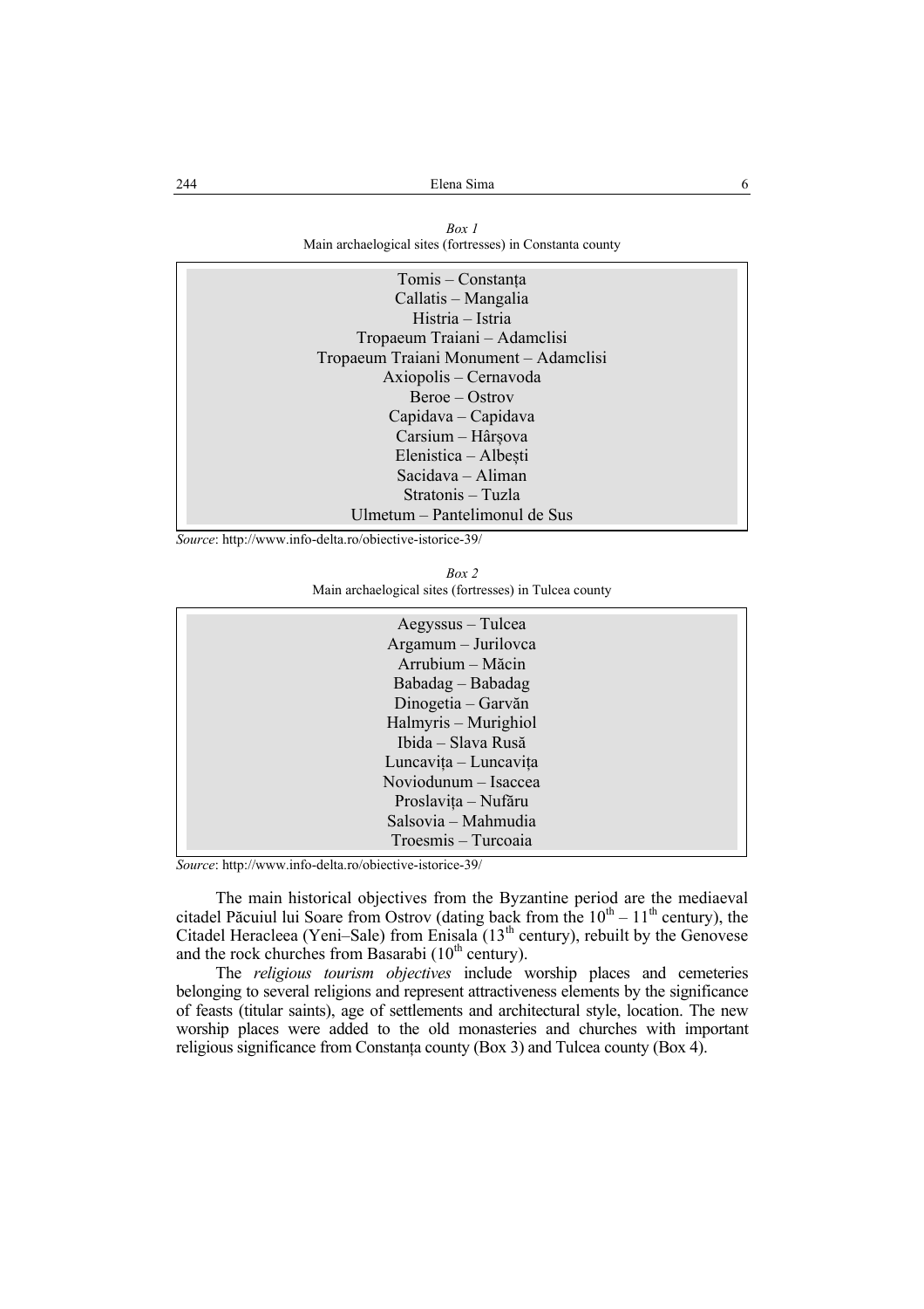*Box 1*
Main archaeological sites (fortresses) in Constanta county

| |
|---|
| Tomis – Constanța |
| Callatis – Mangalia |
| Histria – Istria |
| Tropaeum Traiani – Adamclisi |
| Tropaeum Traiani Monument – Adamclisi |
| Axiopolis – Cernavoda |
| Beroe – Ostrov |
| Capidava – Capidava |
| Carsium – Hârșova |
| Elenistica – Albești |
| Sacidava – Aliman |
| Stratonis – Tuzla |
| Ulmetum – Pantelimonul de Sus |

*Source*: http://www.info-delta.ro/obiective-istorice-39/

*Box 2*
Main archaeological sites (fortresses) in Tulcea county

| |
|---|
| Aegyssus – Tulcea |
| Argamum – Jurilovca |
| Arrubium – Măcin |
| Babadag – Babadag |
| Dinogetia – Garvăn |
| Halmyris – Murighiol |
| Ibida – Slava Rusă |
| Luncavița – Luncavița |
| Noviodunum – Isaccea |
| Proslavița – Nufăru |
| Salsovia – Mahmudia |
| Troesmis – Turcoaia |

*Source*: http://www.info-delta.ro/obiective-istorice-39/

The main historical objectives from the Byzantine period are the mediaeval citadel Păcuiul lui Soare from Ostrov (dating back from the $10^{th}$ – $11^{th}$ century), the Citadel Heracleea (Yeni–Sale) from Enisala ($13^{th}$ century), rebuilt by the Genovese and the rock churches from Basarabi ($10^{th}$ century).

The *religious tourism objectives* include worship places and cemeteries belonging to several religions and represent attractiveness elements by the significance of feasts (titular saints), age of settlements and architectural style, location. The new worship places were added to the old monasteries and churches with important religious significance from Constanța county (Box 3) and Tulcea county (Box 4).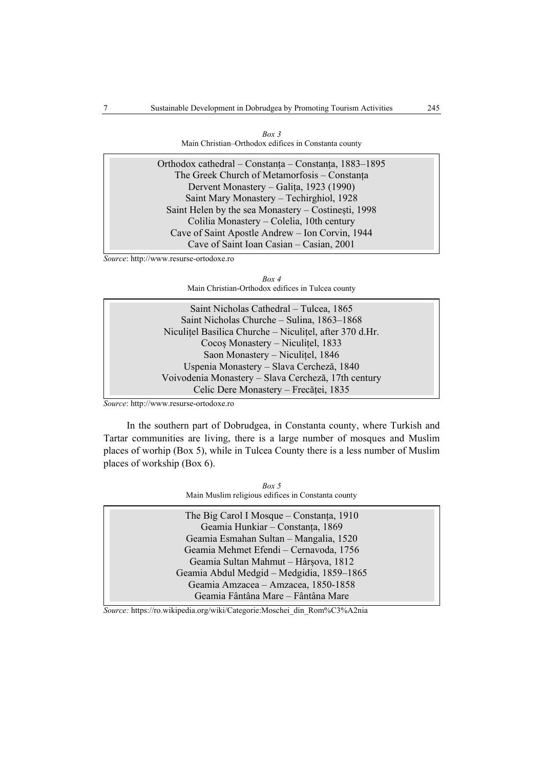*Box 3*
Main Christian–Orthodox edifices in Constanta county

| |
|---|
| Orthodox cathedral – Constanța – Constanța, 1883–1895 |
| The Greek Church of Metamorfosis – Constanța |
| Dervent Monastery – Galița, 1923 (1990) |
| Saint Mary Monastery – Techirghiol, 1928 |
| Saint Helen by the sea Monastery – Costinești, 1998 |
| Colilia Monastery – Colelia, 10th century |
| Cave of Saint Apostle Andrew – Ion Corvin, 1944 |
| Cave of Saint Ioan Casian – Casian, 2001 |

*Source*: http://www.resurse-ortodoxe.ro

*Box 4*
Main Christian-Orthodox edifices in Tulcea county

| |
|---|
| Saint Nicholas Cathedral – Tulcea, 1865 |
| Saint Nicholas Churche – Sulina, 1863–1868 |
| Niculițel Basilica Churche – Niculițel, after 370 d.Hr. |
| Cocoș Monastery – Niculițel, 1833 |
| Saon Monastery – Niculițel, 1846 |
| Uspenia Monastery – Slava Cercheză, 1840 |
| Voivodenia Monastery – Slava Cercheză, 17th century |
| Celic Dere Monastery – Frecăței, 1835 |

*Source*: http://www.resurse-ortodoxe.ro

In the southern part of Dobrudgea, in Constanta county, where Turkish and Tartar communities are living, there is a large number of mosques and Muslim places of worhip (Box 5), while in Tulcea County there is a less number of Muslim places of workship (Box 6).

*Box 5*
Main Muslim religious edifices in Constanta county

| |
|---|
| The Big Carol I Mosque – Constanța, 1910 |
| Geamia Hunkiar – Constanța, 1869 |
| Geamia Esmahan Sultan – Mangalia, 1520 |
| Geamia Mehmet Efendi – Cernavoda, 1756 |
| Geamia Sultan Mahmut – Hârșova, 1812 |
| Geamia Abdul Medgid – Medgidia, 1859–1865 |
| Geamia Amzacea – Amzacea, 1850-1858 |
| Geamia Fântâna Mare – Fântâna Mare |

*Source:* https://ro.wikipedia.org/wiki/Categorie:Moschei_din_Rom%C3%A2nia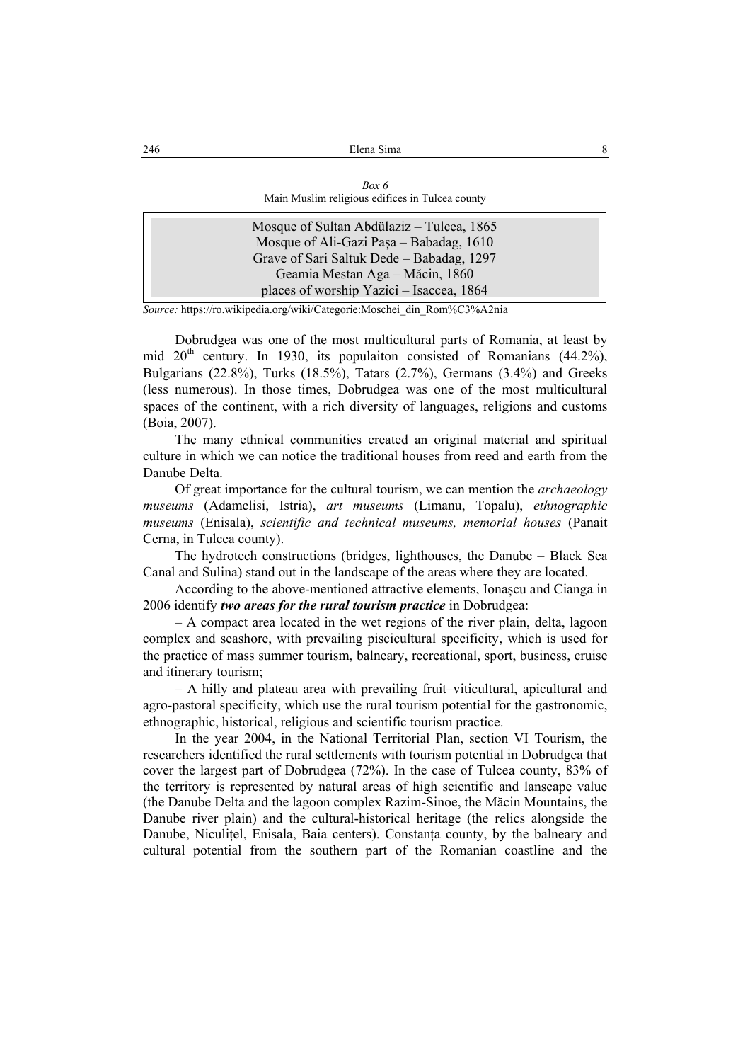*Box 6*
Main Muslim religious edifices in Tulcea county

| Main Muslim religious edifices in Tulcea county |
| --- |
| Mosque of Sultan Abdülaziz – Tulcea, 1865 |
| Mosque of Ali-Gazi Pașa – Babadag, 1610 |
| Grave of Sari Saltuk Dede – Babadag, 1297 |
| Geamia Mestan Aga – Măcin, 1860 |
| places of worship Yazîcî – Isaccea, 1864 |

*Source:* https://ro.wikipedia.org/wiki/Categorie:Moschei_din_Rom%C3%A2nia

Dobrudgea was one of the most multicultural parts of Romania, at least by mid 20th century. In 1930, its populaiton consisted of Romanians (44.2%), Bulgarians (22.8%), Turks (18.5%), Tatars (2.7%), Germans (3.4%) and Greeks (less numerous). In those times, Dobrudgea was one of the most multicultural spaces of the continent, with a rich diversity of languages, religions and customs (Boia, 2007).

The many ethnical communities created an original material and spiritual culture in which we can notice the traditional houses from reed and earth from the Danube Delta.

Of great importance for the cultural tourism, we can mention the *archaeology museums* (Adamclisi, Istria), *art museums* (Limanu, Topalu), *ethnographic museums* (Enisala), *scientific and technical museums, memorial houses* (Panait Cerna, in Tulcea county).

The hydrotech constructions (bridges, lighthouses, the Danube – Black Sea Canal and Sulina) stand out in the landscape of the areas where they are located.

According to the above-mentioned attractive elements, Ionașcu and Cianga in 2006 identify ***two areas for the rural tourism practice*** in Dobrudgea:

– A compact area located in the wet regions of the river plain, delta, lagoon complex and seashore, with prevailing piscicultural specificity, which is used for the practice of mass summer tourism, balneary, recreational, sport, business, cruise and itinerary tourism;

– A hilly and plateau area with prevailing fruit–viticultural, apicultural and agro-pastoral specificity, which use the rural tourism potential for the gastronomic, ethnographic, historical, religious and scientific tourism practice.

In the year 2004, in the National Territorial Plan, section VI Tourism, the researchers identified the rural settlements with tourism potential in Dobrudgea that cover the largest part of Dobrudgea (72%). In the case of Tulcea county, 83% of the territory is represented by natural areas of high scientific and lanscape value (the Danube Delta and the lagoon complex Razim-Sinoe, the Măcin Mountains, the Danube river plain) and the cultural-historical heritage (the relics alongside the Danube, Niculițel, Enisala, Baia centers). Constanța county, by the balneary and cultural potential from the southern part of the Romanian coastline and the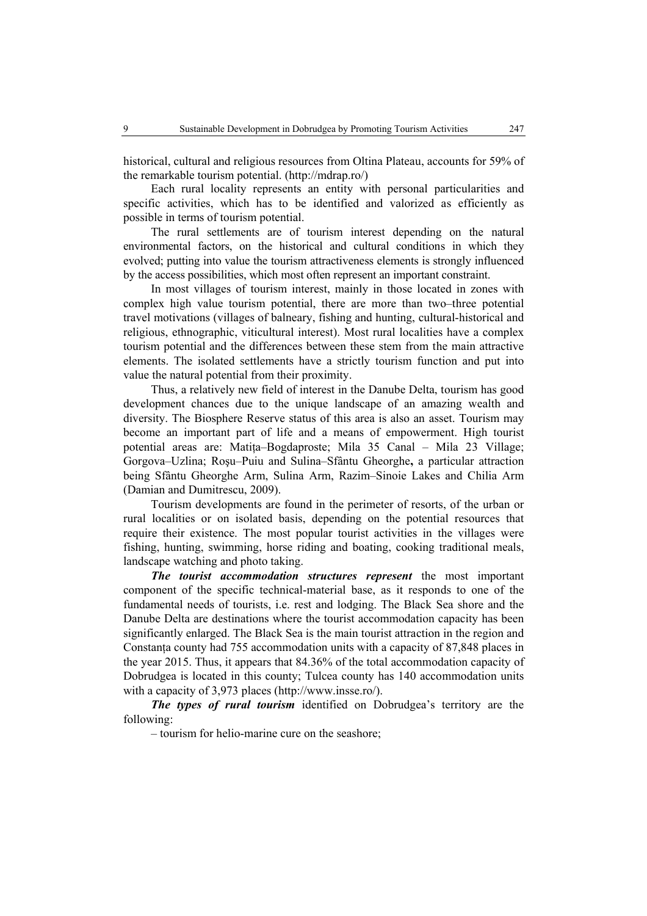historical, cultural and religious resources from Oltina Plateau, accounts for 59% of the remarkable tourism potential. (http://mdrap.ro/)

Each rural locality represents an entity with personal particularities and specific activities, which has to be identified and valorized as efficiently as possible in terms of tourism potential.

The rural settlements are of tourism interest depending on the natural environmental factors, on the historical and cultural conditions in which they evolved; putting into value the tourism attractiveness elements is strongly influenced by the access possibilities, which most often represent an important constraint.

In most villages of tourism interest, mainly in those located in zones with complex high value tourism potential, there are more than two–three potential travel motivations (villages of balneary, fishing and hunting, cultural-historical and religious, ethnographic, viticultural interest). Most rural localities have a complex tourism potential and the differences between these stem from the main attractive elements. The isolated settlements have a strictly tourism function and put into value the natural potential from their proximity.

Thus, a relatively new field of interest in the Danube Delta, tourism has good development chances due to the unique landscape of an amazing wealth and diversity. The Biosphere Reserve status of this area is also an asset. Tourism may become an important part of life and a means of empowerment. High tourist potential areas are: Matița–Bogdaproste; Mila 35 Canal – Mila 23 Village; Gorgova–Uzlina; Roşu–Puiu and Sulina–Sfântu Gheorghe**,** a particular attraction being Sfântu Gheorghe Arm, Sulina Arm, Razim–Sinoie Lakes and Chilia Arm (Damian and Dumitrescu, 2009).

Tourism developments are found in the perimeter of resorts, of the urban or rural localities or on isolated basis, depending on the potential resources that require their existence. The most popular tourist activities in the villages were fishing, hunting, swimming, horse riding and boating, cooking traditional meals, landscape watching and photo taking.

***The tourist accommodation structures represent*** the most important component of the specific technical-material base, as it responds to one of the fundamental needs of tourists, i.e. rest and lodging. The Black Sea shore and the Danube Delta are destinations where the tourist accommodation capacity has been significantly enlarged. The Black Sea is the main tourist attraction in the region and Constanța county had 755 accommodation units with a capacity of 87,848 places in the year 2015. Thus, it appears that 84.36% of the total accommodation capacity of Dobrudgea is located in this county; Tulcea county has 140 accommodation units with a capacity of 3,973 places (http://www.insse.ro/).

***The types of rural tourism*** identified on Dobrudgea's territory are the following:

– tourism for helio-marine cure on the seashore;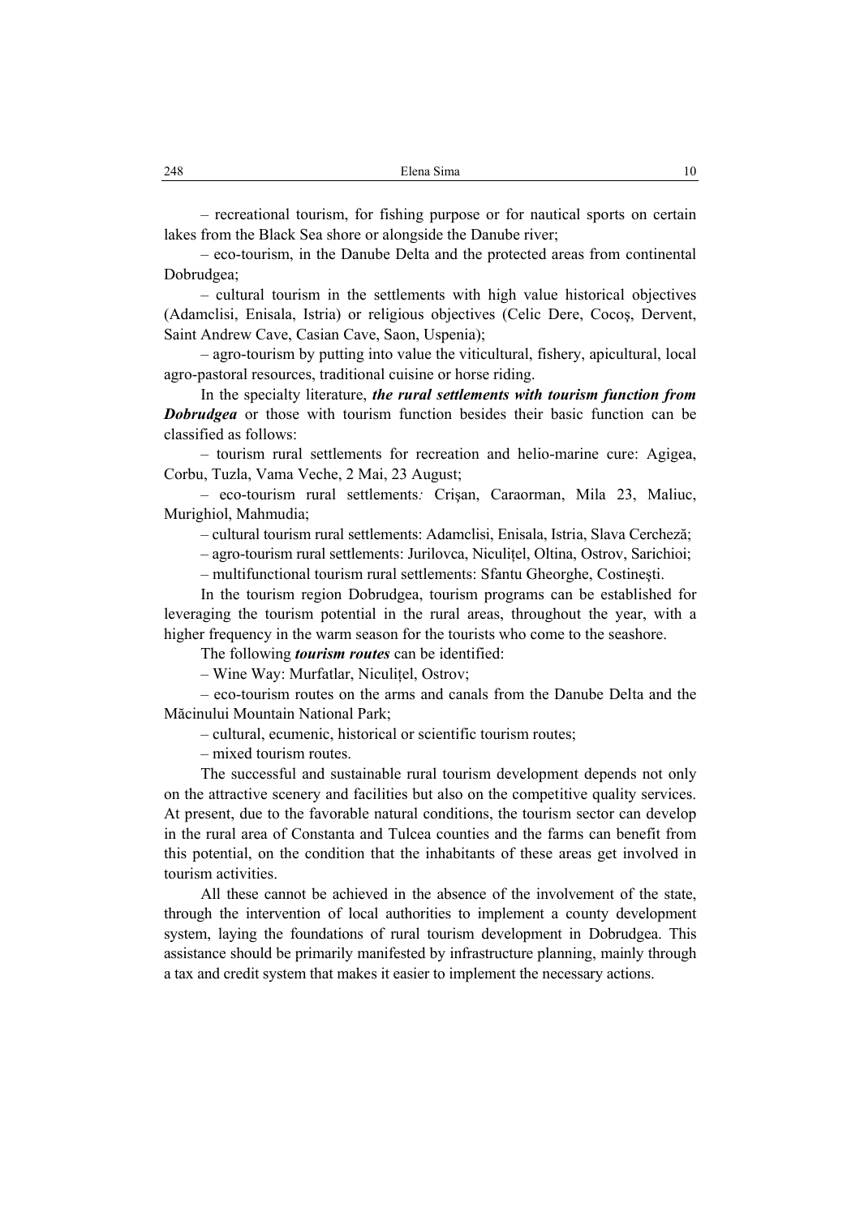– recreational tourism, for fishing purpose or for nautical sports on certain lakes from the Black Sea shore or alongside the Danube river;

– eco-tourism, in the Danube Delta and the protected areas from continental Dobrudgea;

– cultural tourism in the settlements with high value historical objectives (Adamclisi, Enisala, Istria) or religious objectives (Celic Dere, Cocoş, Dervent, Saint Andrew Cave, Casian Cave, Saon, Uspenia);

– agro-tourism by putting into value the viticultural, fishery, apicultural, local agro-pastoral resources, traditional cuisine or horse riding.

In the specialty literature, ***the rural settlements with tourism function from Dobrudgea*** or those with tourism function besides their basic function can be classified as follows:

– tourism rural settlements for recreation and helio-marine cure: Agigea, Corbu, Tuzla, Vama Veche, 2 Mai, 23 August;

– eco-tourism rural settlements*:* Crişan, Caraorman, Mila 23, Maliuc, Murighiol, Mahmudia;

– cultural tourism rural settlements: Adamclisi, Enisala, Istria, Slava Cercheză;

– agro-tourism rural settlements: Jurilovca, Niculițel, Oltina, Ostrov, Sarichioi;

– multifunctional tourism rural settlements: Sfantu Gheorghe, Costineşti.

In the tourism region Dobrudgea, tourism programs can be established for leveraging the tourism potential in the rural areas, throughout the year, with a higher frequency in the warm season for the tourists who come to the seashore.

The following ***tourism routes*** can be identified:

– Wine Way: Murfatlar, Niculițel, Ostrov;

– eco-tourism routes on the arms and canals from the Danube Delta and the Măcinului Mountain National Park;

– cultural, ecumenic, historical or scientific tourism routes;

– mixed tourism routes.

The successful and sustainable rural tourism development depends not only on the attractive scenery and facilities but also on the competitive quality services. At present, due to the favorable natural conditions, the tourism sector can develop in the rural area of Constanta and Tulcea counties and the farms can benefit from this potential, on the condition that the inhabitants of these areas get involved in tourism activities.

All these cannot be achieved in the absence of the involvement of the state, through the intervention of local authorities to implement a county development system, laying the foundations of rural tourism development in Dobrudgea. This assistance should be primarily manifested by infrastructure planning, mainly through a tax and credit system that makes it easier to implement the necessary actions.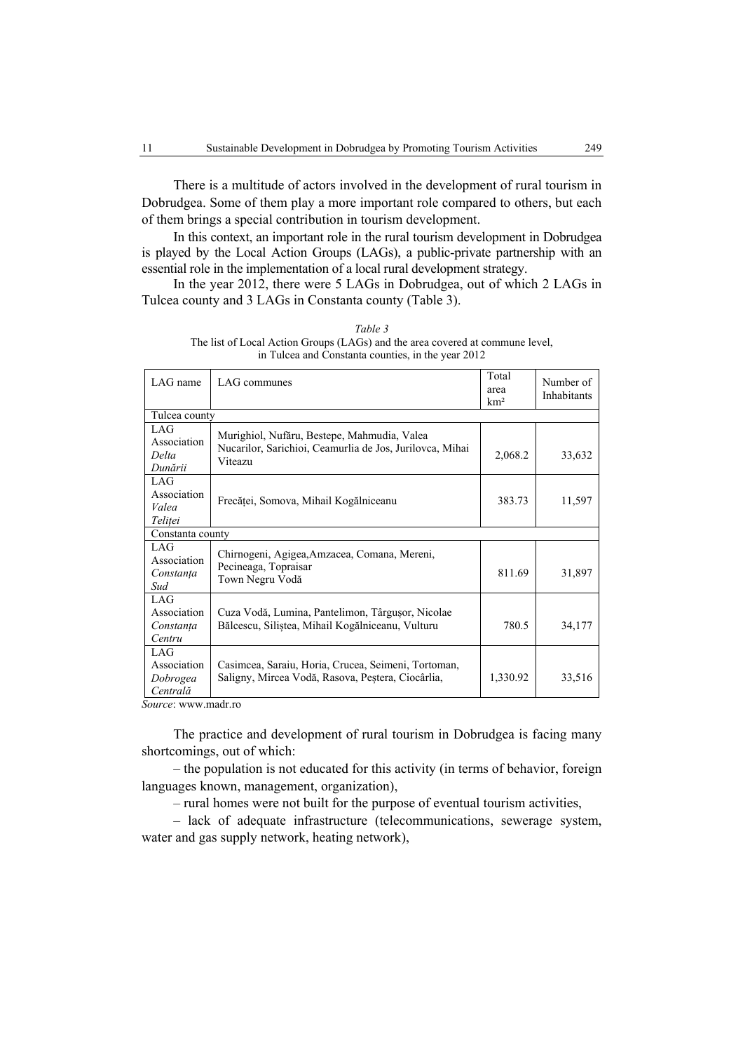There is a multitude of actors involved in the development of rural tourism in Dobrudgea. Some of them play a more important role compared to others, but each of them brings a special contribution in tourism development.

In this context, an important role in the rural tourism development in Dobrudgea is played by the Local Action Groups (LAGs), a public-private partnership with an essential role in the implementation of a local rural development strategy.

In the year 2012, there were 5 LAGs in Dobrudgea, out of which 2 LAGs in Tulcea county and 3 LAGs in Constanta county (Table 3).

*Table 3*

The list of Local Action Groups (LAGs) and the area covered at commune level, in Tulcea and Constanta counties, in the year 2012

| LAG name | LAG communes | Total area km² | Number of Inhabitants |
|---|---|---|---|
| Tulcea county | | | |
| LAG Association *Delta Dunării* | Murighiol, Nufăru, Bestepe, Mahmudia, Valea Nucarilor, Sarichioi, Ceamurlia de Jos, Jurilovca, Mihai Viteazu | 2,068.2 | 33,632 |
| LAG Association *Valea Teliței* | Frecăței, Somova, Mihail Kogălniceanu | 383.73 | 11,597 |
| Constanta county | | | |
| LAG Association *Constanța Sud* | Chirnogeni, Agigea,Amzacea, Comana, Mereni, Pecineaga, Topraisar Town Negru Vodă | 811.69 | 31,897 |
| LAG Association *Constanța Centru* | Cuza Vodă, Lumina, Pantelimon, Târgușor, Nicolae Bălcescu, Siliștea, Mihail Kogălniceanu, Vulturu | 780.5 | 34,177 |
| LAG Association *Dobrogea Centrală* | Casimcea, Saraiu, Horia, Crucea, Seimeni, Tortoman, Saligny, Mircea Vodă, Rasova, Peștera, Ciocârlia, | 1,330.92 | 33,516 |

*Source*: www.madr.ro

The practice and development of rural tourism in Dobrudgea is facing many shortcomings, out of which:

– the population is not educated for this activity (in terms of behavior, foreign languages known, management, organization),

– rural homes were not built for the purpose of eventual tourism activities,

– lack of adequate infrastructure (telecommunications, sewerage system, water and gas supply network, heating network),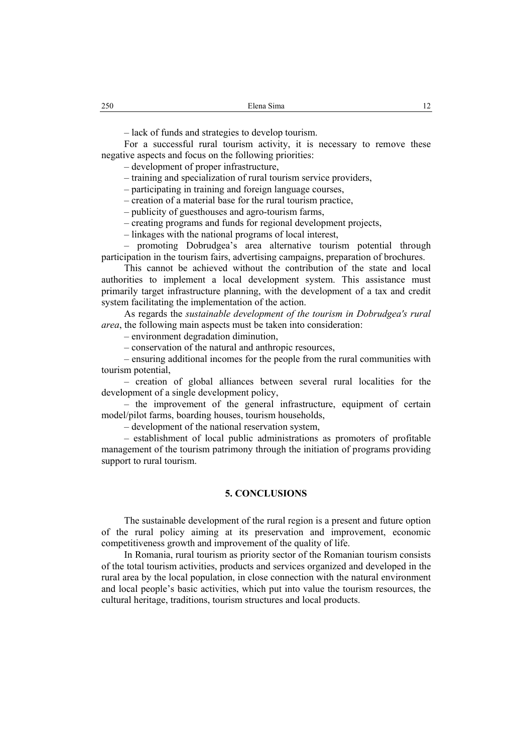– lack of funds and strategies to develop tourism.

For a successful rural tourism activity, it is necessary to remove these negative aspects and focus on the following priorities:

– development of proper infrastructure,

– training and specialization of rural tourism service providers,

– participating in training and foreign language courses,

– creation of a material base for the rural tourism practice,

– publicity of guesthouses and agro-tourism farms,

– creating programs and funds for regional development projects,

– linkages with the national programs of local interest,

– promoting Dobrudgea's area alternative tourism potential through participation in the tourism fairs, advertising campaigns, preparation of brochures.

This cannot be achieved without the contribution of the state and local authorities to implement a local development system. This assistance must primarily target infrastructure planning, with the development of a tax and credit system facilitating the implementation of the action.

As regards the *sustainable development of the tourism in Dobrudgea's rural area*, the following main aspects must be taken into consideration:

– environment degradation diminution,

– conservation of the natural and anthropic resources,

– ensuring additional incomes for the people from the rural communities with tourism potential,

– creation of global alliances between several rural localities for the development of a single development policy,

– the improvement of the general infrastructure, equipment of certain model/pilot farms, boarding houses, tourism households,

– development of the national reservation system,

– establishment of local public administrations as promoters of profitable management of the tourism patrimony through the initiation of programs providing support to rural tourism.

## 5. CONCLUSIONS

The sustainable development of the rural region is a present and future option of the rural policy aiming at its preservation and improvement, economic competitiveness growth and improvement of the quality of life.

In Romania, rural tourism as priority sector of the Romanian tourism consists of the total tourism activities, products and services organized and developed in the rural area by the local population, in close connection with the natural environment and local people's basic activities, which put into value the tourism resources, the cultural heritage, traditions, tourism structures and local products.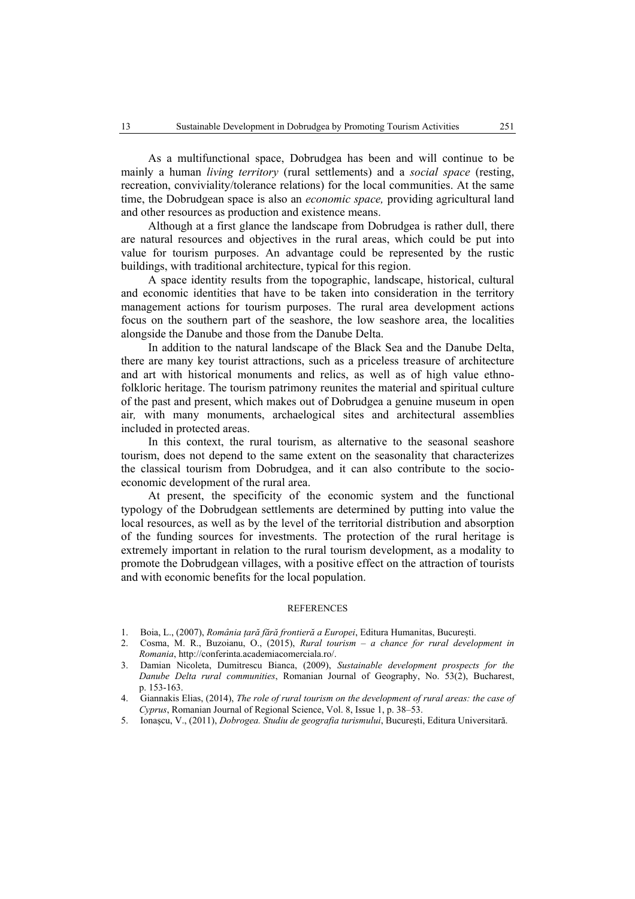As a multifunctional space, Dobrudgea has been and will continue to be mainly a human *living territory* (rural settlements) and a *social space* (resting, recreation, conviviality/tolerance relations) for the local communities. At the same time, the Dobrudgean space is also an *economic space,* providing agricultural land and other resources as production and existence means.

Although at a first glance the landscape from Dobrudgea is rather dull, there are natural resources and objectives in the rural areas, which could be put into value for tourism purposes. An advantage could be represented by the rustic buildings, with traditional architecture, typical for this region.

A space identity results from the topographic, landscape, historical, cultural and economic identities that have to be taken into consideration in the territory management actions for tourism purposes. The rural area development actions focus on the southern part of the seashore, the low seashore area, the localities alongside the Danube and those from the Danube Delta.

In addition to the natural landscape of the Black Sea and the Danube Delta, there are many key tourist attractions, such as a priceless treasure of architecture and art with historical monuments and relics, as well as of high value ethno-folkloric heritage. The tourism patrimony reunites the material and spiritual culture of the past and present, which makes out of Dobrudgea a genuine museum in open air*,* with many monuments, archaelogical sites and architectural assemblies included in protected areas.

In this context, the rural tourism, as alternative to the seasonal seashore tourism, does not depend to the same extent on the seasonality that characterizes the classical tourism from Dobrudgea, and it can also contribute to the socio-economic development of the rural area.

At present, the specificity of the economic system and the functional typology of the Dobrudgean settlements are determined by putting into value the local resources, as well as by the level of the territorial distribution and absorption of the funding sources for investments. The protection of the rural heritage is extremely important in relation to the rural tourism development, as a modality to promote the Dobrudgean villages, with a positive effect on the attraction of tourists and with economic benefits for the local population.

## REFERENCES

1. Boia, L., (2007), *România țară fără frontieră a Europei*, Editura Humanitas, București.
2. Cosma, M. R., Buzoianu, O., (2015), *Rural tourism – a chance for rural development in Romania*, http://conferinta.academiacomerciala.ro/.
3. Damian Nicoleta, Dumitrescu Bianca, (2009), *Sustainable development prospects for the Danube Delta rural communities*, Romanian Journal of Geography, No. 53(2), Bucharest, p. 153-163.
4. Giannakis Elias, (2014), *The role of rural tourism on the development of rural areas: the case of Cyprus*, Romanian Journal of Regional Science, Vol. 8, Issue 1, p. 38–53.
5. Ionașcu, V., (2011), *Dobrogea. Studiu de geografia turismului*, București, Editura Universitară.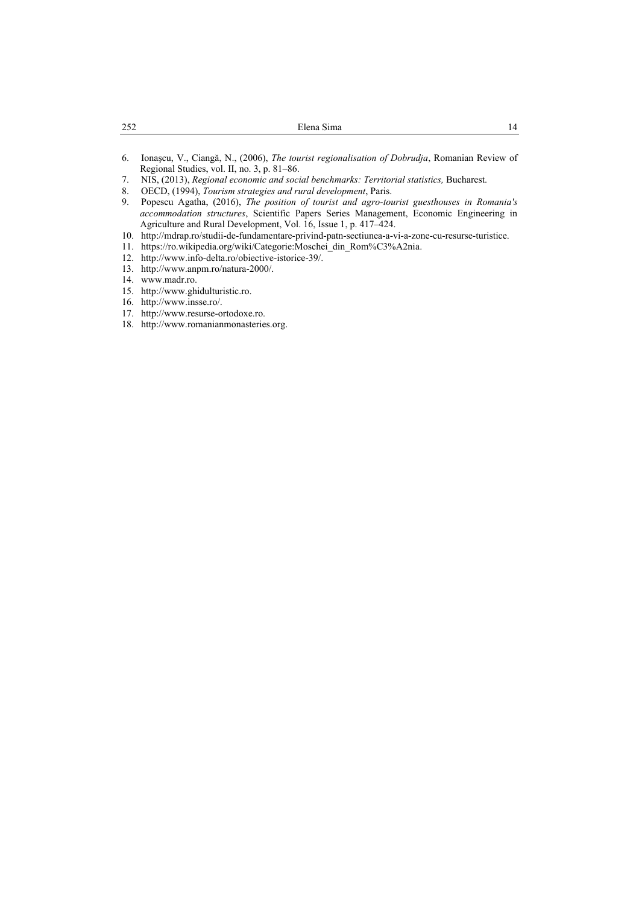6. Ionaşcu, V., Ciangă, N., (2006), *The tourist regionalisation of Dobrudja*, Romanian Review of Regional Studies, vol. II, no. 3, p. 81–86.
7. NIS, (2013), *Regional economic and social benchmarks: Territorial statistics,* Bucharest.
8. OECD, (1994), *Tourism strategies and rural development*, Paris.
9. Popescu Agatha, (2016), *The position of tourist and agro-tourist guesthouses in Romania's accommodation structures*, Scientific Papers Series Management, Economic Engineering in Agriculture and Rural Development, Vol. 16, Issue 1, p. 417–424.
10. http://mdrap.ro/studii-de-fundamentare-privind-patn-sectiunea-a-vi-a-zone-cu-resurse-turistice.
11. https://ro.wikipedia.org/wiki/Categorie:Moschei_din_Rom%C3%A2nia.
12. http://www.info-delta.ro/obiective-istorice-39/.
13. http://www.anpm.ro/natura-2000/.
14. www.madr.ro.
15. http://www.ghidulturistic.ro.
16. http://www.insse.ro/.
17. http://www.resurse-ortodoxe.ro.
18. http://www.romanianmonasteries.org.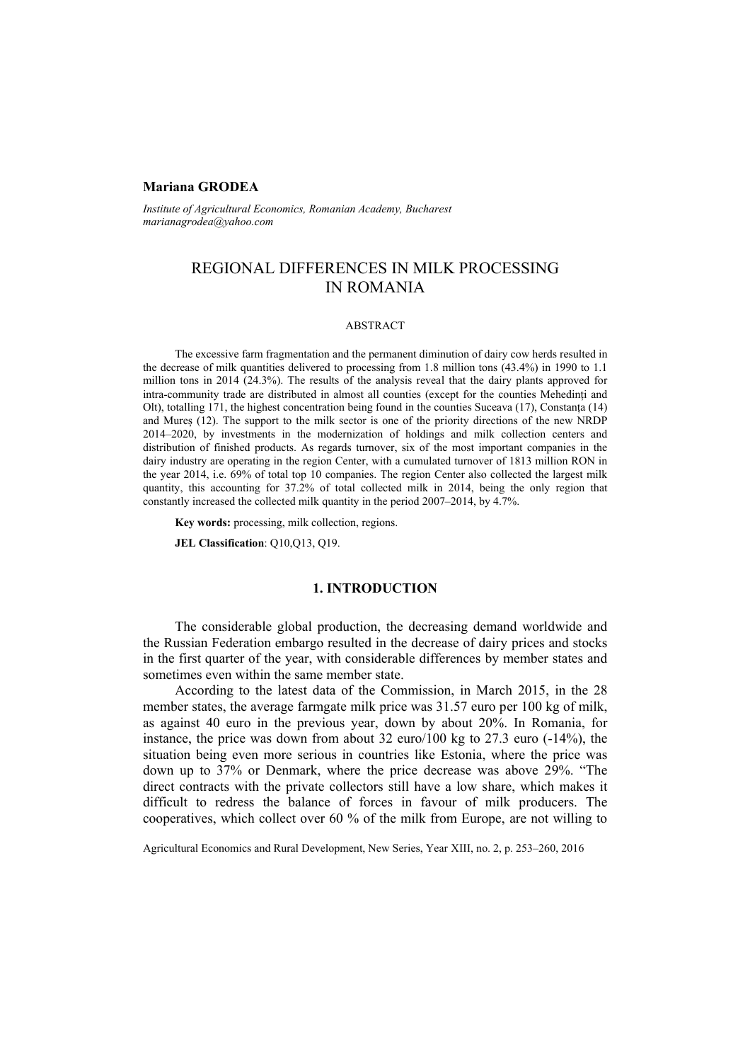**Mariana GRODEA**

*Institute of Agricultural Economics, Romanian Academy, Bucharest*
*marianagrodea@yahoo.com*

# REGIONAL DIFFERENCES IN MILK PROCESSING IN ROMANIA

ABSTRACT

The excessive farm fragmentation and the permanent diminution of dairy cow herds resulted in the decrease of milk quantities delivered to processing from 1.8 million tons (43.4%) in 1990 to 1.1 million tons in 2014 (24.3%). The results of the analysis reveal that the dairy plants approved for intra-community trade are distributed in almost all counties (except for the counties Mehedinți and Olt), totalling 171, the highest concentration being found in the counties Suceava (17), Constanța (14) and Mureș (12). The support to the milk sector is one of the priority directions of the new NRDP 2014–2020, by investments in the modernization of holdings and milk collection centers and distribution of finished products. As regards turnover, six of the most important companies in the dairy industry are operating in the region Center, with a cumulated turnover of 1813 million RON in the year 2014, i.e. 69% of total top 10 companies. The region Center also collected the largest milk quantity, this accounting for 37.2% of total collected milk in 2014, being the only region that constantly increased the collected milk quantity in the period 2007–2014, by 4.7%.

**Key words:** processing, milk collection, regions.

**JEL Classification**: Q10,Q13, Q19.

## 1. INTRODUCTION

The considerable global production, the decreasing demand worldwide and the Russian Federation embargo resulted in the decrease of dairy prices and stocks in the first quarter of the year, with considerable differences by member states and sometimes even within the same member state.

According to the latest data of the Commission, in March 2015, in the 28 member states, the average farmgate milk price was 31.57 euro per 100 kg of milk, as against 40 euro in the previous year, down by about 20%. In Romania, for instance, the price was down from about 32 euro/100 kg to 27.3 euro (-14%), the situation being even more serious in countries like Estonia, where the price was down up to 37% or Denmark, where the price decrease was above 29%. "The direct contracts with the private collectors still have a low share, which makes it difficult to redress the balance of forces in favour of milk producers. The cooperatives, which collect over 60 % of the milk from Europe, are not willing to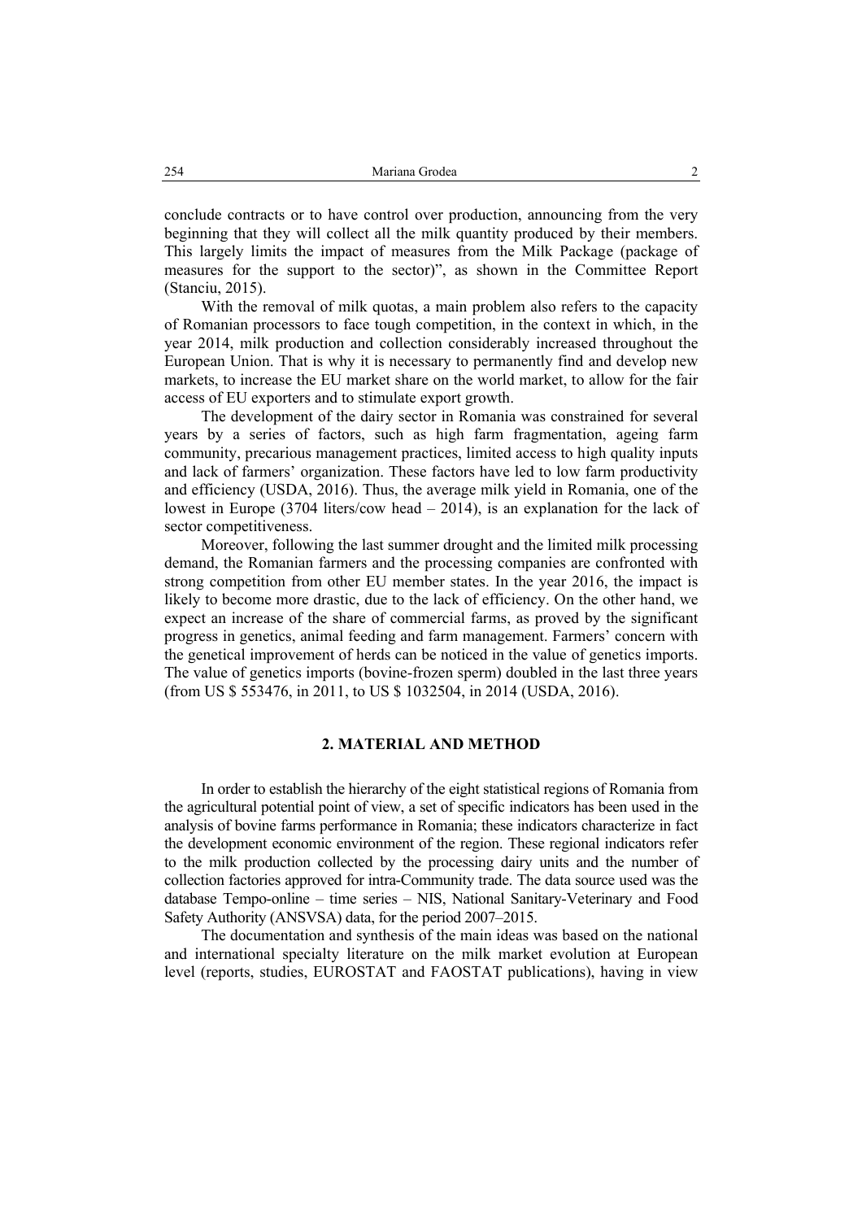conclude contracts or to have control over production, announcing from the very beginning that they will collect all the milk quantity produced by their members. This largely limits the impact of measures from the Milk Package (package of measures for the support to the sector)", as shown in the Committee Report (Stanciu, 2015).

With the removal of milk quotas, a main problem also refers to the capacity of Romanian processors to face tough competition, in the context in which, in the year 2014, milk production and collection considerably increased throughout the European Union. That is why it is necessary to permanently find and develop new markets, to increase the EU market share on the world market, to allow for the fair access of EU exporters and to stimulate export growth.

The development of the dairy sector in Romania was constrained for several years by a series of factors, such as high farm fragmentation, ageing farm community, precarious management practices, limited access to high quality inputs and lack of farmers' organization. These factors have led to low farm productivity and efficiency (USDA, 2016). Thus, the average milk yield in Romania, one of the lowest in Europe (3704 liters/cow head – 2014), is an explanation for the lack of sector competitiveness.

Moreover, following the last summer drought and the limited milk processing demand, the Romanian farmers and the processing companies are confronted with strong competition from other EU member states. In the year 2016, the impact is likely to become more drastic, due to the lack of efficiency. On the other hand, we expect an increase of the share of commercial farms, as proved by the significant progress in genetics, animal feeding and farm management. Farmers' concern with the genetical improvement of herds can be noticed in the value of genetics imports. The value of genetics imports (bovine-frozen sperm) doubled in the last three years (from US $ 553476, in 2011, to US $ 1032504, in 2014 (USDA, 2016).

## 2. MATERIAL AND METHOD

In order to establish the hierarchy of the eight statistical regions of Romania from the agricultural potential point of view, a set of specific indicators has been used in the analysis of bovine farms performance in Romania; these indicators characterize in fact the development economic environment of the region. These regional indicators refer to the milk production collected by the processing dairy units and the number of collection factories approved for intra-Community trade. The data source used was the database Tempo-online – time series – NIS, National Sanitary-Veterinary and Food Safety Authority (ANSVSA) data, for the period 2007–2015.

The documentation and synthesis of the main ideas was based on the national and international specialty literature on the milk market evolution at European level (reports, studies, EUROSTAT and FAOSTAT publications), having in view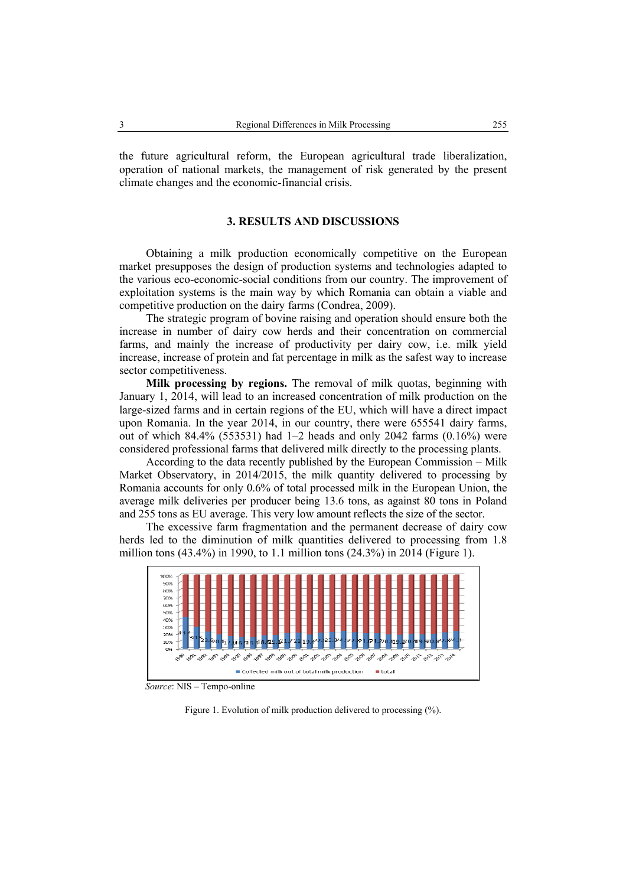the future agricultural reform, the European agricultural trade liberalization, operation of national markets, the management of risk generated by the present climate changes and the economic-financial crisis.

## 3. RESULTS AND DISCUSSIONS

Obtaining a milk production economically competitive on the European market presupposes the design of production systems and technologies adapted to the various eco-economic-social conditions from our country. The improvement of exploitation systems is the main way by which Romania can obtain a viable and competitive production on the dairy farms (Condrea, 2009).

The strategic program of bovine raising and operation should ensure both the increase in number of dairy cow herds and their concentration on commercial farms, and mainly the increase of productivity per dairy cow, i.e. milk yield increase, increase of protein and fat percentage in milk as the safest way to increase sector competitiveness.

**Milk processing by regions.** The removal of milk quotas, beginning with January 1, 2014, will lead to an increased concentration of milk production on the large-sized farms and in certain regions of the EU, which will have a direct impact upon Romania. In the year 2014, in our country, there were 655541 dairy farms, out of which 84.4% (553531) had 1–2 heads and only 2042 farms (0.16%) were considered professional farms that delivered milk directly to the processing plants.

According to the data recently published by the European Commission – Milk Market Observatory, in 2014/2015, the milk quantity delivered to processing by Romania accounts for only 0.6% of total processed milk in the European Union, the average milk deliveries per producer being 13.6 tons, as against 80 tons in Poland and 255 tons as EU average. This very low amount reflects the size of the sector.

The excessive farm fragmentation and the permanent decrease of dairy cow herds led to the diminution of milk quantities delivered to processing from 1.8 million tons (43.4%) in 1990, to 1.1 million tons (24.3%) in 2014 (Figure 1).

*Source*: NIS – Tempo-online

Figure 1. Evolution of milk production delivered to processing (%).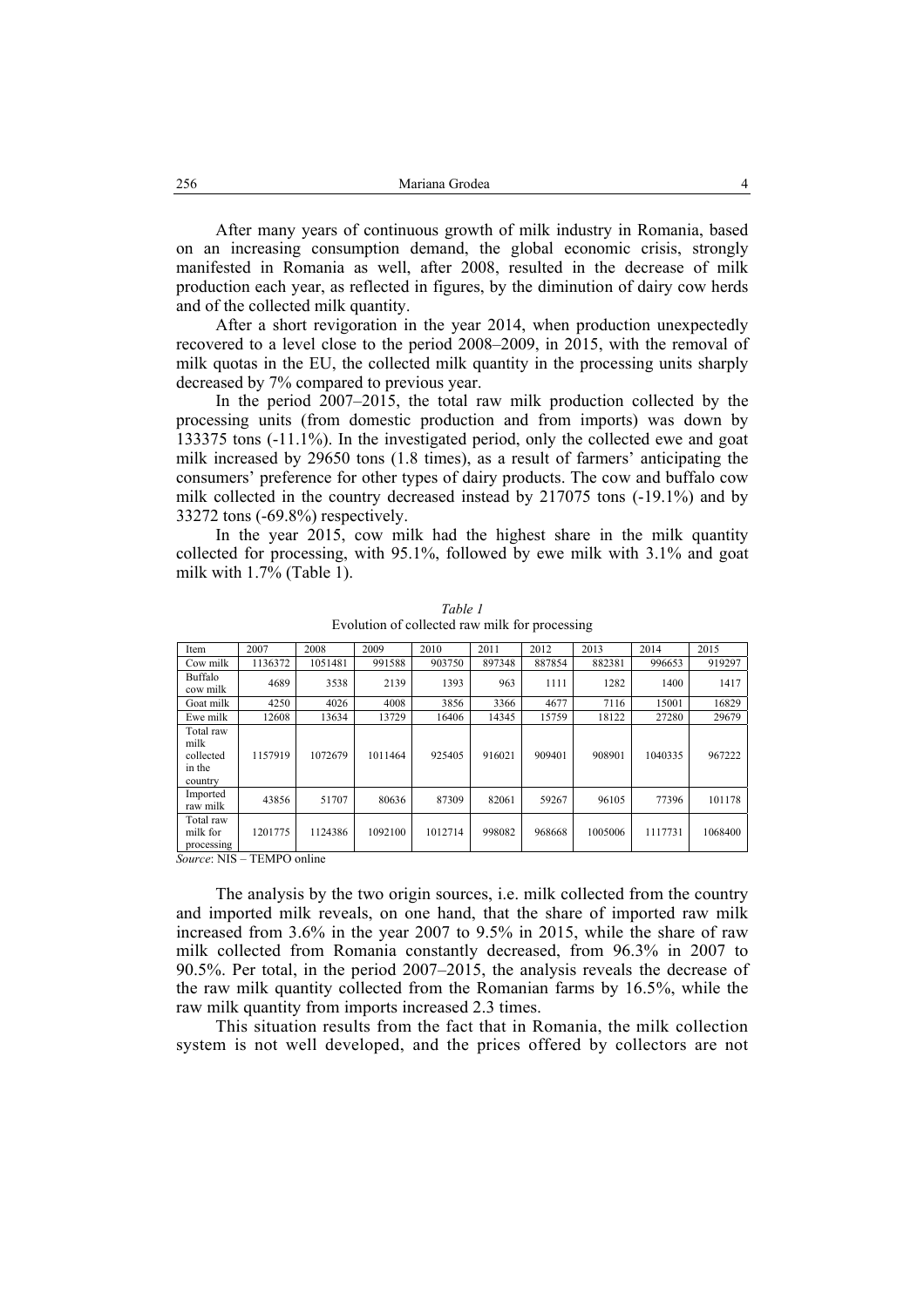After many years of continuous growth of milk industry in Romania, based on an increasing consumption demand, the global economic crisis, strongly manifested in Romania as well, after 2008, resulted in the decrease of milk production each year, as reflected in figures, by the diminution of dairy cow herds and of the collected milk quantity.

After a short revigoration in the year 2014, when production unexpectedly recovered to a level close to the period 2008–2009, in 2015, with the removal of milk quotas in the EU, the collected milk quantity in the processing units sharply decreased by 7% compared to previous year.

In the period 2007–2015, the total raw milk production collected by the processing units (from domestic production and from imports) was down by 133375 tons (-11.1%). In the investigated period, only the collected ewe and goat milk increased by 29650 tons (1.8 times), as a result of farmers' anticipating the consumers' preference for other types of dairy products. The cow and buffalo cow milk collected in the country decreased instead by 217075 tons (-19.1%) and by 33272 tons (-69.8%) respectively.

In the year 2015, cow milk had the highest share in the milk quantity collected for processing, with 95.1%, followed by ewe milk with 3.1% and goat milk with 1.7% (Table 1).

*Table 1*
Evolution of collected raw milk for processing

| Item | 2007 | 2008 | 2009 | 2010 | 2011 | 2012 | 2013 | 2014 | 2015 |
|---|---|---|---|---|---|---|---|---|---|
| Cow milk | 1136372 | 1051481 | 991588 | 903750 | 897348 | 887854 | 882381 | 996653 | 919297 |
| Buffalo cow milk | 4689 | 3538 | 2139 | 1393 | 963 | 1111 | 1282 | 1400 | 1417 |
| Goat milk | 4250 | 4026 | 4008 | 3856 | 3366 | 4677 | 7116 | 15001 | 16829 |
| Ewe milk | 12608 | 13634 | 13729 | 16406 | 14345 | 15759 | 18122 | 27280 | 29679 |
| Total raw milk collected in the country | 1157919 | 1072679 | 1011464 | 925405 | 916021 | 909401 | 908901 | 1040335 | 967222 |
| Imported raw milk | 43856 | 51707 | 80636 | 87309 | 82061 | 59267 | 96105 | 77396 | 101178 |
| Total raw milk for processing | 1201775 | 1124386 | 1092100 | 1012714 | 998082 | 968668 | 1005006 | 1117731 | 1068400 |

*Source*: NIS – TEMPO online

The analysis by the two origin sources, i.e. milk collected from the country and imported milk reveals, on one hand, that the share of imported raw milk increased from 3.6% in the year 2007 to 9.5% in 2015, while the share of raw milk collected from Romania constantly decreased, from 96.3% in 2007 to 90.5%. Per total, in the period 2007–2015, the analysis reveals the decrease of the raw milk quantity collected from the Romanian farms by 16.5%, while the raw milk quantity from imports increased 2.3 times.

This situation results from the fact that in Romania, the milk collection system is not well developed, and the prices offered by collectors are not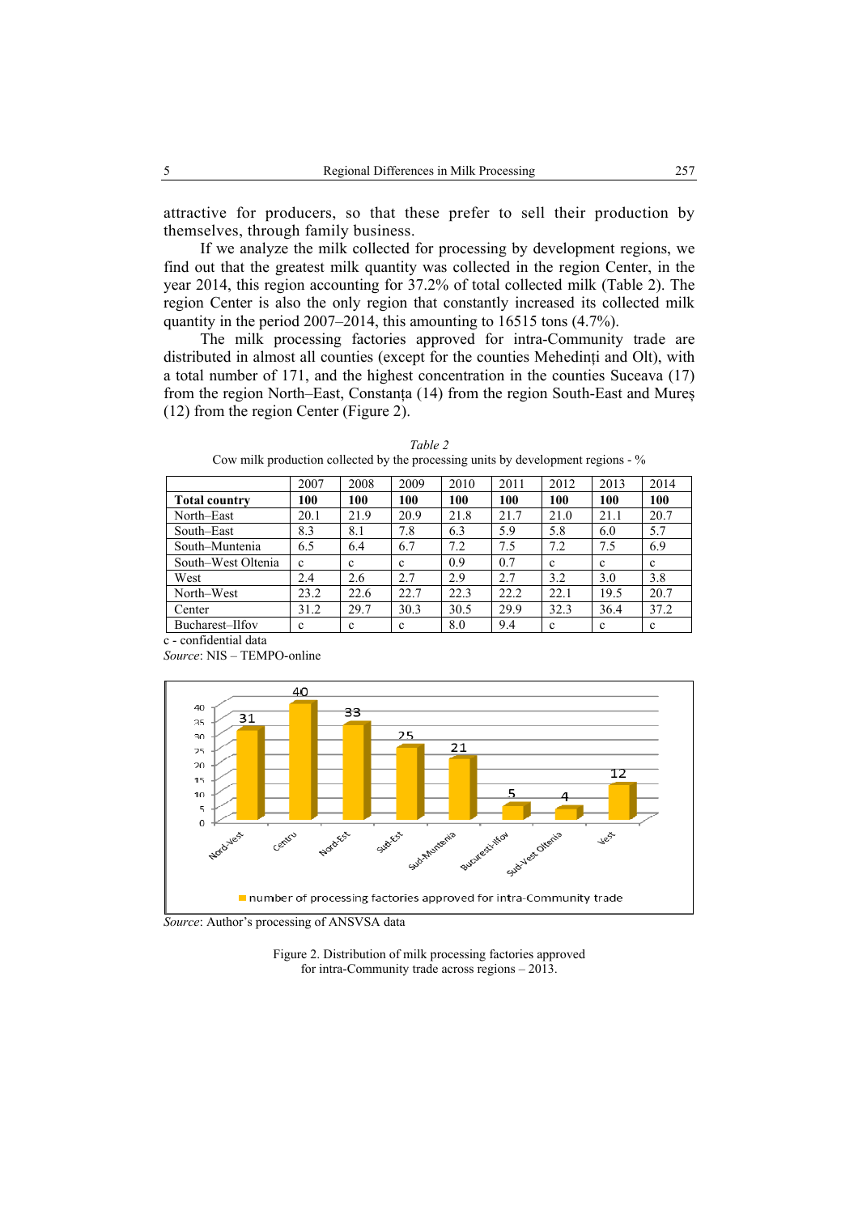attractive for producers, so that these prefer to sell their production by themselves, through family business.

If we analyze the milk collected for processing by development regions, we find out that the greatest milk quantity was collected in the region Center, in the year 2014, this region accounting for 37.2% of total collected milk (Table 2). The region Center is also the only region that constantly increased its collected milk quantity in the period 2007–2014, this amounting to 16515 tons (4.7%).

The milk processing factories approved for intra-Community trade are distributed in almost all counties (except for the counties Mehedinți and Olt), with a total number of 171, and the highest concentration in the counties Suceava (17) from the region North–East, Constanța (14) from the region South-East and Mureș (12) from the region Center (Figure 2).

*Table 2*

Cow milk production collected by the processing units by development regions - %

| | 2007 | 2008 | 2009 | 2010 | 2011 | 2012 | 2013 | 2014 |
|---|---|---|---|---|---|---|---|---|
| **Total country** | **100** | **100** | **100** | **100** | **100** | **100** | **100** | **100** |
| North–East | 20.1 | 21.9 | 20.9 | 21.8 | 21.7 | 21.0 | 21.1 | 20.7 |
| South–East | 8.3 | 8.1 | 7.8 | 6.3 | 5.9 | 5.8 | 6.0 | 5.7 |
| South–Muntenia | 6.5 | 6.4 | 6.7 | 7.2 | 7.5 | 7.2 | 7.5 | 6.9 |
| South–West Oltenia | c | c | c | 0.9 | 0.7 | c | c | c |
| West | 2.4 | 2.6 | 2.7 | 2.9 | 2.7 | 3.2 | 3.0 | 3.8 |
| North–West | 23.2 | 22.6 | 22.7 | 22.3 | 22.2 | 22.1 | 19.5 | 20.7 |
| Center | 31.2 | 29.7 | 30.3 | 30.5 | 29.9 | 32.3 | 36.4 | 37.2 |
| Bucharest–Ilfov | c | c | c | 8.0 | 9.4 | c | c | c |

c - confidential data

*Source*: NIS – TEMPO-online

| Region | Number of processing factories approved for intra-Community trade |
|---|---|
| Nord-Vest | 31 |
| Centru | 40 |
| Nord-Est | 33 |
| Sud-Est | 25 |
| Sud-Muntenia | 21 |
| Bucuresti-Ilfov | 5 |
| Sud-Vest Oltenia | 4 |
| Vest | 12 |

*Source*: Author's processing of ANSVSA data

Figure 2. Distribution of milk processing factories approved for intra-Community trade across regions – 2013.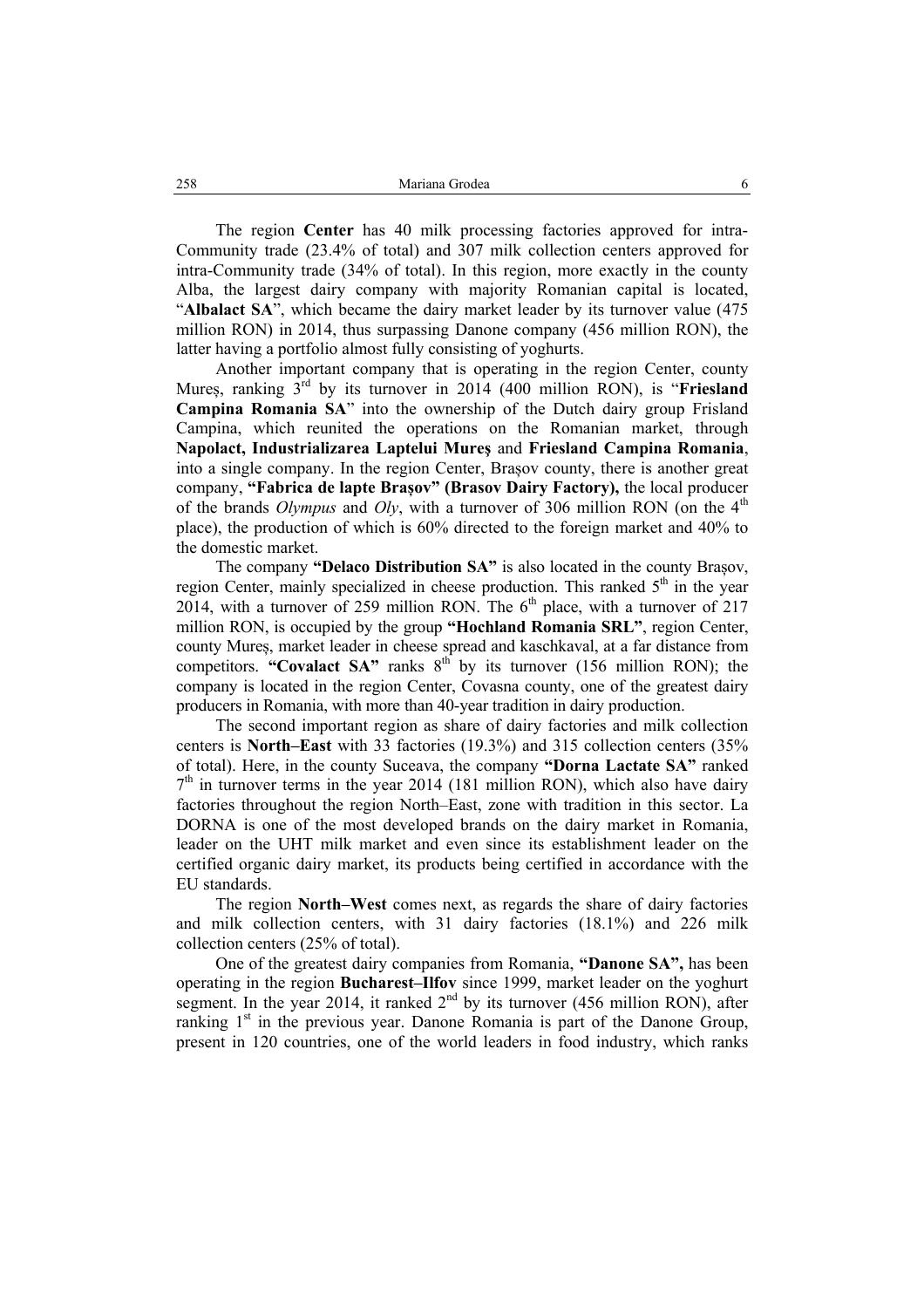The region **Center** has 40 milk processing factories approved for intra-Community trade (23.4% of total) and 307 milk collection centers approved for intra-Community trade (34% of total). In this region, more exactly in the county Alba, the largest dairy company with majority Romanian capital is located, "**Albalact SA**", which became the dairy market leader by its turnover value (475 million RON) in 2014, thus surpassing Danone company (456 million RON), the latter having a portfolio almost fully consisting of yoghurts.

Another important company that is operating in the region Center, county Mureș, ranking 3rd by its turnover in 2014 (400 million RON), is "**Friesland Campina Romania SA**" into the ownership of the Dutch dairy group Frisland Campina, which reunited the operations on the Romanian market, through **Napolact, Industrializarea Laptelui Mureş** and **Friesland Campina Romania**, into a single company. In the region Center, Brașov county, there is another great company, **"Fabrica de lapte Brașov" (Brasov Dairy Factory),** the local producer of the brands *Olympus* and *Oly*, with a turnover of 306 million RON (on the 4th place), the production of which is 60% directed to the foreign market and 40% to the domestic market.

The company **"Delaco Distribution SA"** is also located in the county Brașov, region Center, mainly specialized in cheese production. This ranked 5th in the year 2014, with a turnover of 259 million RON. The 6th place, with a turnover of 217 million RON, is occupied by the group **"Hochland Romania SRL"**, region Center, county Mureș, market leader in cheese spread and kaschkaval, at a far distance from competitors. **"Covalact SA"** ranks 8th by its turnover (156 million RON); the company is located in the region Center, Covasna county, one of the greatest dairy producers in Romania, with more than 40-year tradition in dairy production.

The second important region as share of dairy factories and milk collection centers is **North–East** with 33 factories (19.3%) and 315 collection centers (35% of total). Here, in the county Suceava, the company **"Dorna Lactate SA"** ranked 7th in turnover terms in the year 2014 (181 million RON), which also have dairy factories throughout the region North–East, zone with tradition in this sector. La DORNA is one of the most developed brands on the dairy market in Romania, leader on the UHT milk market and even since its establishment leader on the certified organic dairy market, its products being certified in accordance with the EU standards.

The region **North–West** comes next, as regards the share of dairy factories and milk collection centers, with 31 dairy factories (18.1%) and 226 milk collection centers (25% of total).

One of the greatest dairy companies from Romania, **"Danone SA",** has been operating in the region **Bucharest–Ilfov** since 1999, market leader on the yoghurt segment. In the year 2014, it ranked 2nd by its turnover (456 million RON), after ranking 1st in the previous year. Danone Romania is part of the Danone Group, present in 120 countries, one of the world leaders in food industry, which ranks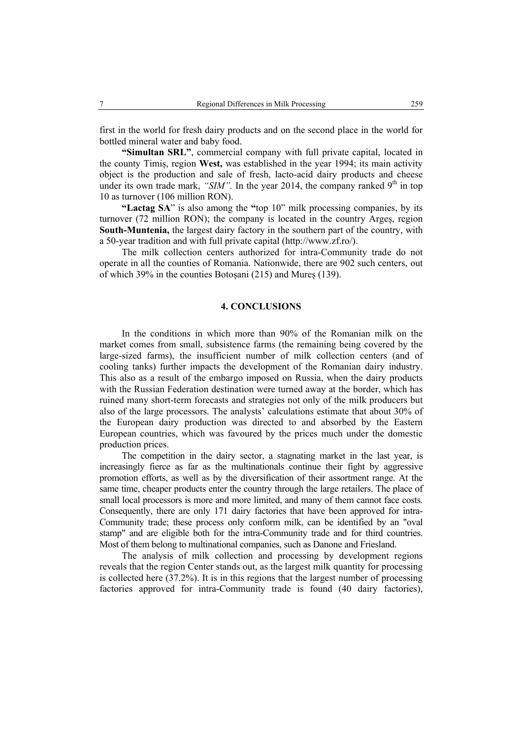first in the world for fresh dairy products and on the second place in the world for bottled mineral water and baby food.

**"Simultan SRL"**, commercial company with full private capital, located in the county Timiș, region **West,** was established in the year 1994; its main activity object is the production and sale of fresh, lacto-acid dairy products and cheese under its own trade mark, *"SIM".* In the year 2014, the company ranked 9th in top 10 as turnover (106 million RON).

**"Lactag SA**" is also among the **"**top 10" milk processing companies, by its turnover (72 million RON); the company is located in the country Argeș, region **South-Muntenia,** the largest dairy factory in the southern part of the country, with a 50-year tradition and with full private capital (http://www.zf.ro/).

The milk collection centers authorized for intra-Community trade do not operate in all the counties of Romania. Nationwide, there are 902 such centers, out of which 39% in the counties Botoșani (215) and Mureș (139).

## 4. CONCLUSIONS

In the conditions in which more than 90% of the Romanian milk on the market comes from small, subsistence farms (the remaining being covered by the large-sized farms), the insufficient number of milk collection centers (and of cooling tanks) further impacts the development of the Romanian dairy industry. This also as a result of the embargo imposed on Russia, when the dairy products with the Russian Federation destination were turned away at the border, which has ruined many short-term forecasts and strategies not only of the milk producers but also of the large processors. The analysts' calculations estimate that about 30% of the European dairy production was directed to and absorbed by the Eastern European countries, which was favoured by the prices much under the domestic production prices.

The competition in the dairy sector, a stagnating market in the last year, is increasingly fierce as far as the multinationals continue their fight by aggressive promotion efforts, as well as by the diversification of their assortment range. At the same time, cheaper products enter the country through the large retailers. The place of small local processors is more and more limited, and many of them cannot face costs. Consequently, there are only 171 dairy factories that have been approved for intra-Community trade; these process only conform milk, can be identified by an "oval stamp" and are eligible both for the intra-Community trade and for third countries. Most of them belong to multinational companies, such as Danone and Friesland.

The analysis of milk collection and processing by development regions reveals that the region Center stands out, as the largest milk quantity for processing is collected here (37.2%). It is in this regions that the largest number of processing factories approved for intra-Community trade is found (40 dairy factories),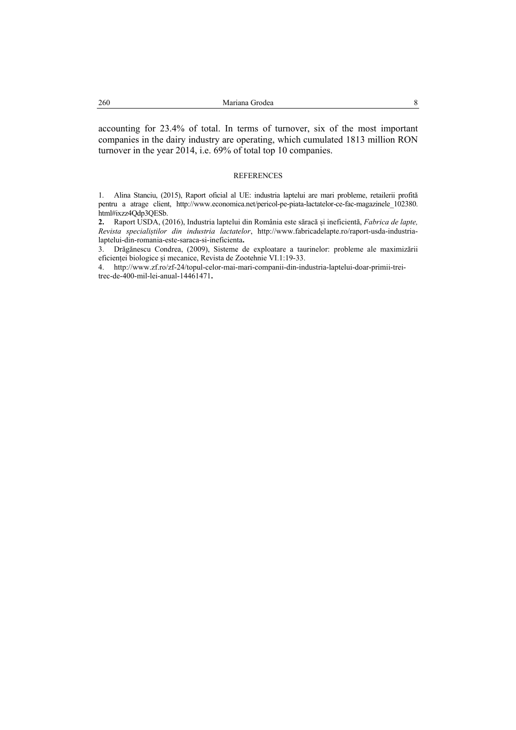accounting for 23.4% of total. In terms of turnover, six of the most important companies in the dairy industry are operating, which cumulated 1813 million RON turnover in the year 2014, i.e. 69% of total top 10 companies.

## REFERENCES

1. Alina Stanciu, (2015), Raport oficial al UE: industria laptelui are mari probleme, retailerii profită pentru a atrage client, http://www.economica.net/pericol-pe-piata-lactatelor-ce-fac-magazinele_102380.html#ixzz4Qdp3QESb.

**2.** Raport USDA, (2016), Industria laptelui din România este săracă și ineficientă, *Fabrica de lapte, Revista specialiștilor din industria lactatelor*, http://www.fabricadelapte.ro/raport-usda-industria-laptelui-din-romania-este-saraca-si-ineficienta**.**

3. Drăgănescu Condrea, (2009), Sisteme de exploatare a taurinelor: probleme ale maximizării eficienței biologice și mecanice, Revista de Zootehnie VI.1:19-33.

4. http://www.zf.ro/zf-24/topul-celor-mai-mari-companii-din-industria-laptelui-doar-primii-trei-trec-de-400-mil-lei-anual-14461471**.**